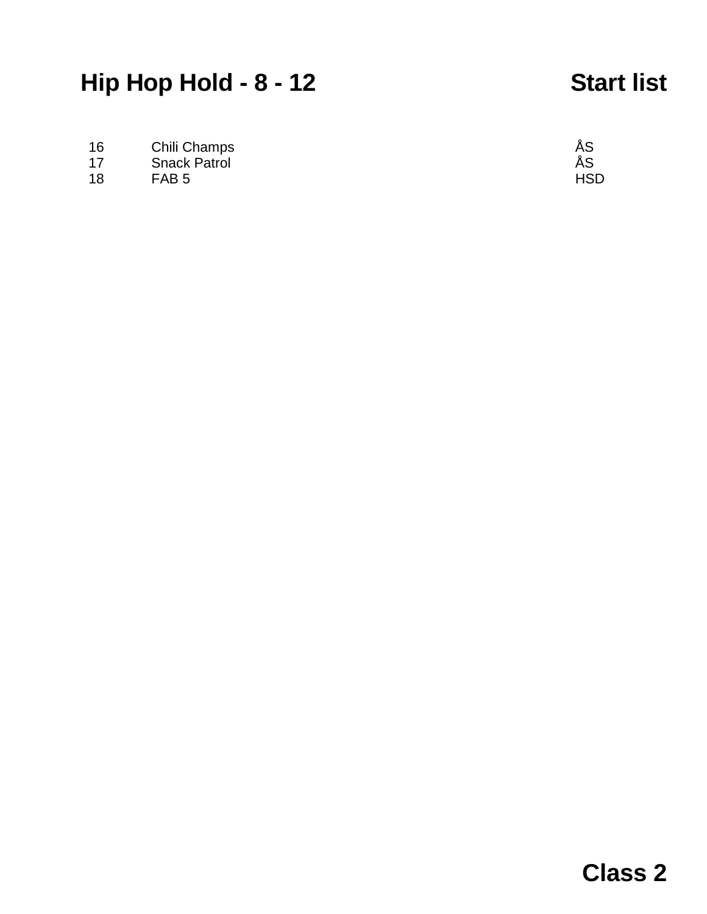# Hip Hop Hold - 8 - 12

## Start list

| | | |
|---|---|---|
| 16 | Chili Champs | ÅS |
| 17 | Snack Patrol | ÅS |
| 18 | FAB 5 | HSD |

**Class 2**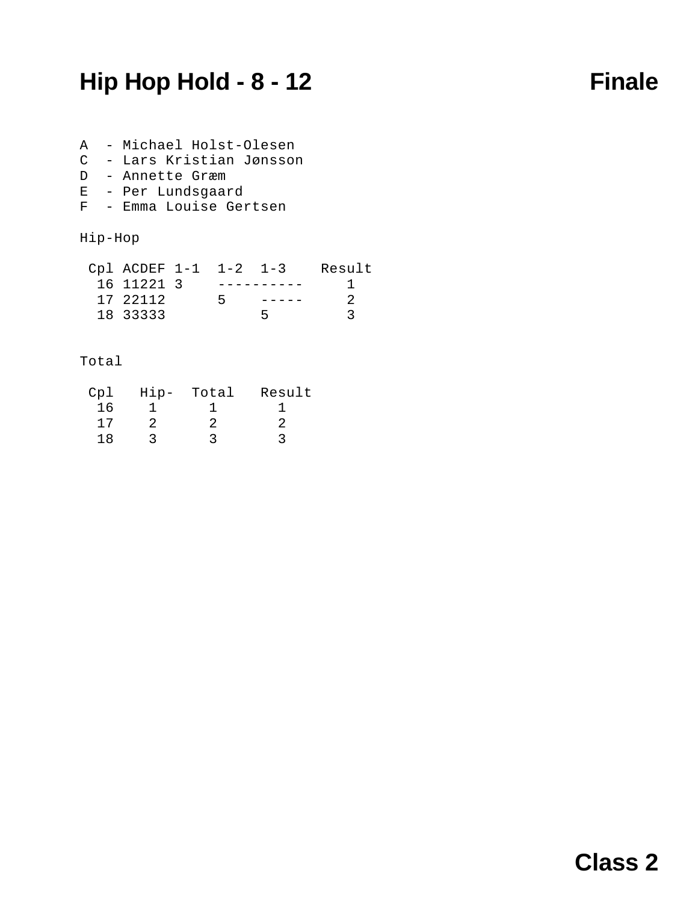# Hip Hop Hold - 8 - 12

## Finale

A - Michael Holst-Olesen
C - Lars Kristian Jønsson
D - Annette Græm
E - Per Lundsgaard
F - Emma Louise Gertsen

### Hip-Hop

| Cpl | ACDEF | 1-1 | 1-2 | 1-3 | Result |
|---|---|---|---|---|---|
| 16 | 11221 | 3 | ----- | ----- | 1 |
| 17 | 22112 | | 5 | ----- | 2 |
| 18 | 33333 | | | 5 | 3 |

### Total

| Cpl | Hip- | Total | Result |
|---|---|---|---|
| 16 | 1 | 1 | 1 |
| 17 | 2 | 2 | 2 |
| 18 | 3 | 3 | 3 |

**Class 2**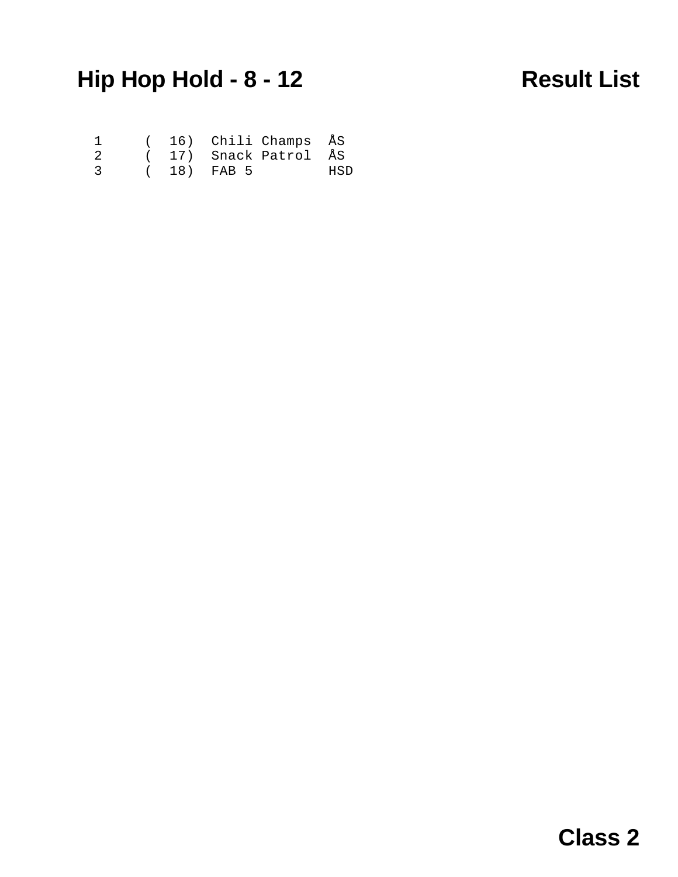# Hip Hop Hold - 8 - 12

**Result List**

```
 1     (  16)  Chili Champs  ÅS
 2     (  17)  Snack Patrol  ÅS
 3     (  18)  FAB 5         HSD
```

**Class 2**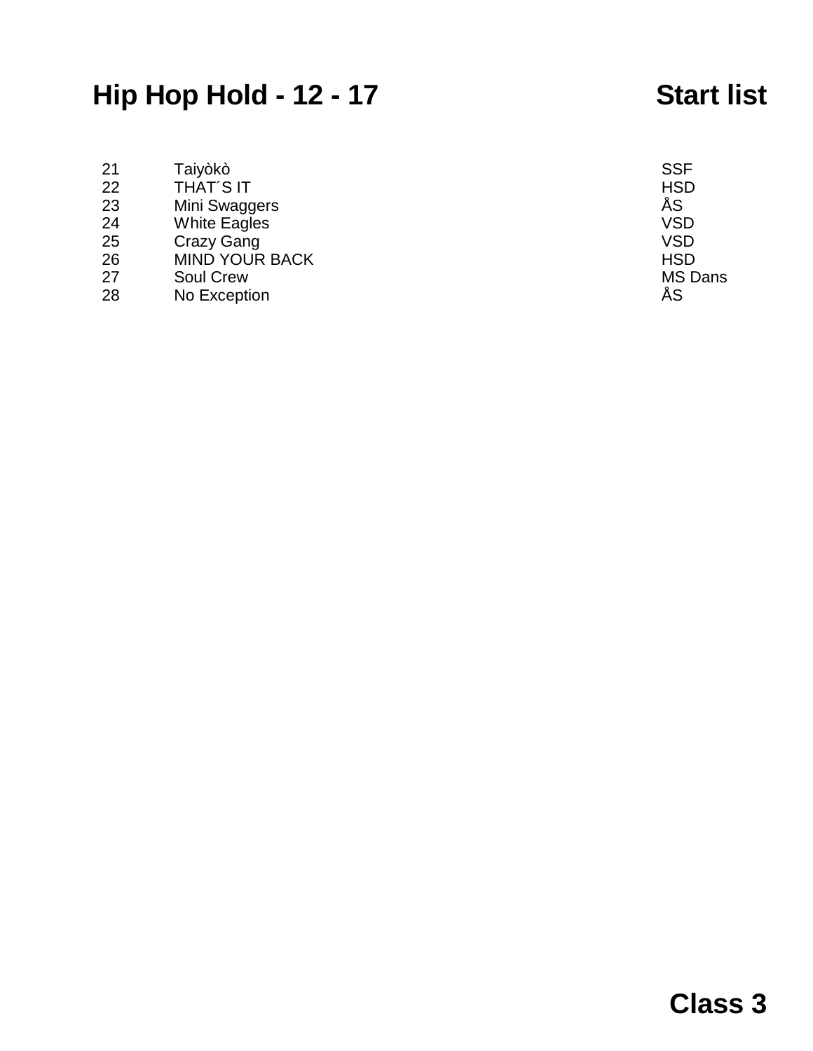# Hip Hop Hold - 12 - 17

## Start list

| | | |
|---|---|---|
| 21 | Taiyòkò | SSF |
| 22 | THAT´S IT | HSD |
| 23 | Mini Swaggers | ÅS |
| 24 | White Eagles | VSD |
| 25 | Crazy Gang | VSD |
| 26 | MIND YOUR BACK | HSD |
| 27 | Soul Crew | MS Dans |
| 28 | No Exception | ÅS |

**Class 3**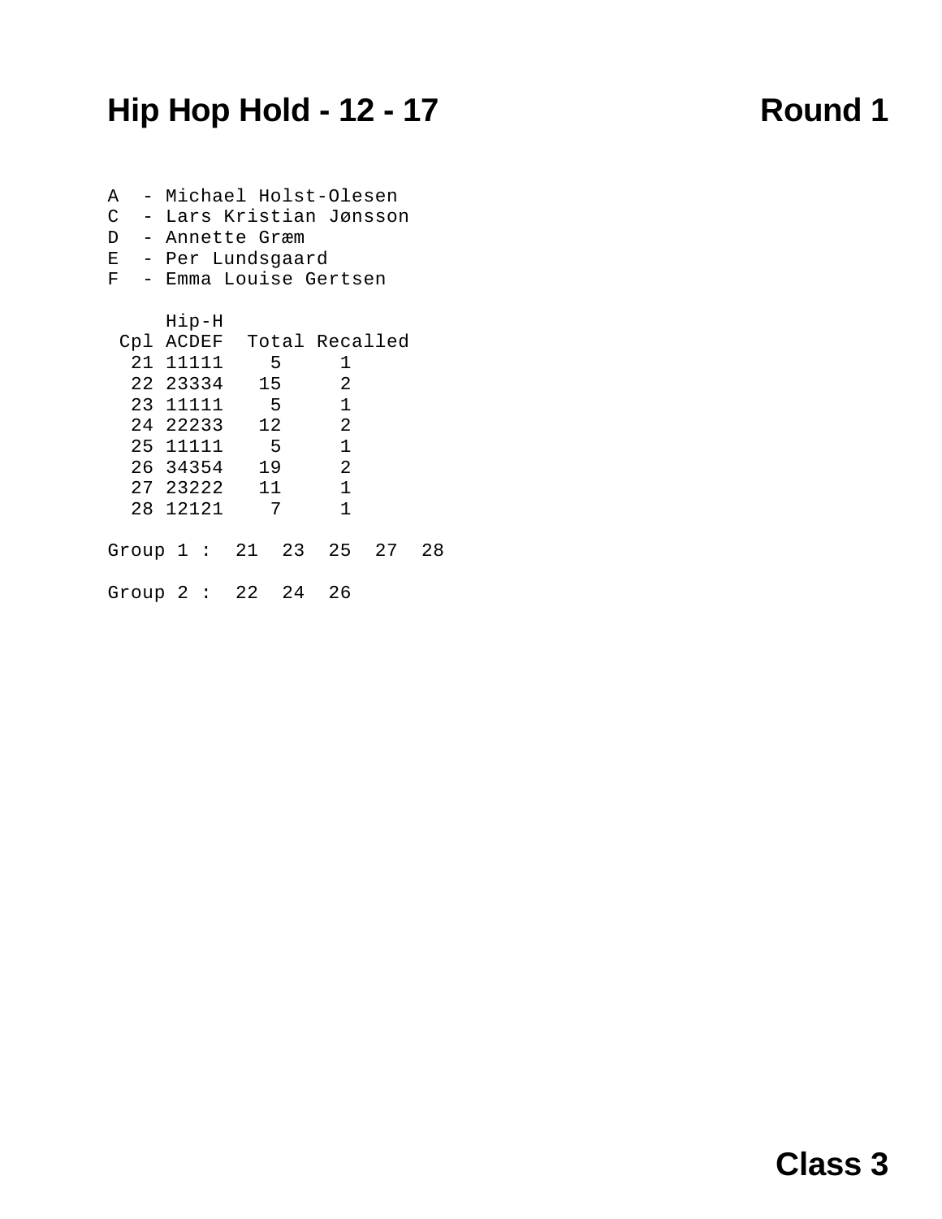# Hip Hop Hold - 12 - 17 Round 1

A - Michael Holst-Olesen
C - Lars Kristian Jønsson
D - Annette Græm
E - Per Lundsgaard
F - Emma Louise Gertsen

| Cpl | Hip-H ACDEF | Total | Recalled |
|---|---|---|---|
| 21 | 11111 | 5 | 1 |
| 22 | 23334 | 15 | 2 |
| 23 | 11111 | 5 | 1 |
| 24 | 22233 | 12 | 2 |
| 25 | 11111 | 5 | 1 |
| 26 | 34354 | 19 | 2 |
| 27 | 23222 | 11 | 1 |
| 28 | 12121 | 7 | 1 |

Group 1 : 21 23 25 27 28

Group 2 : 22 24 26

**Class 3**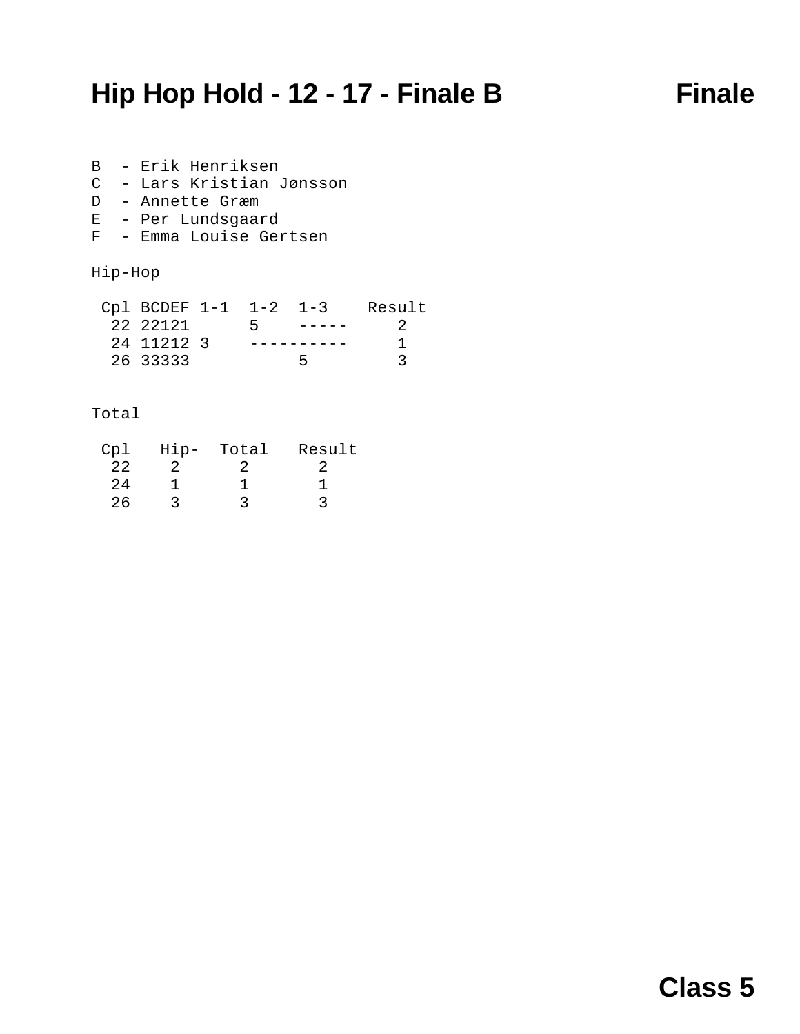# Hip Hop Hold - 12 - 17 - Finale B

**Finale**

B - Erik Henriksen
C - Lars Kristian Jønsson
D - Annette Græm
E - Per Lundsgaard
F - Emma Louise Gertsen

Hip-Hop

| Cpl | BCDEF | 1-1 | 1-2 | 1-3 | Result |
|---|---|---|---|---|---|
| 22 | 22121 | | 5 | ----- | 2 |
| 24 | 11212 | 3 | ---------- | | 1 |
| 26 | 33333 | | | 5 | 3 |

Total

| Cpl | Hip- | Total | Result |
|---|---|---|---|
| 22 | 2 | 2 | 2 |
| 24 | 1 | 1 | 1 |
| 26 | 3 | 3 | 3 |

**Class 5**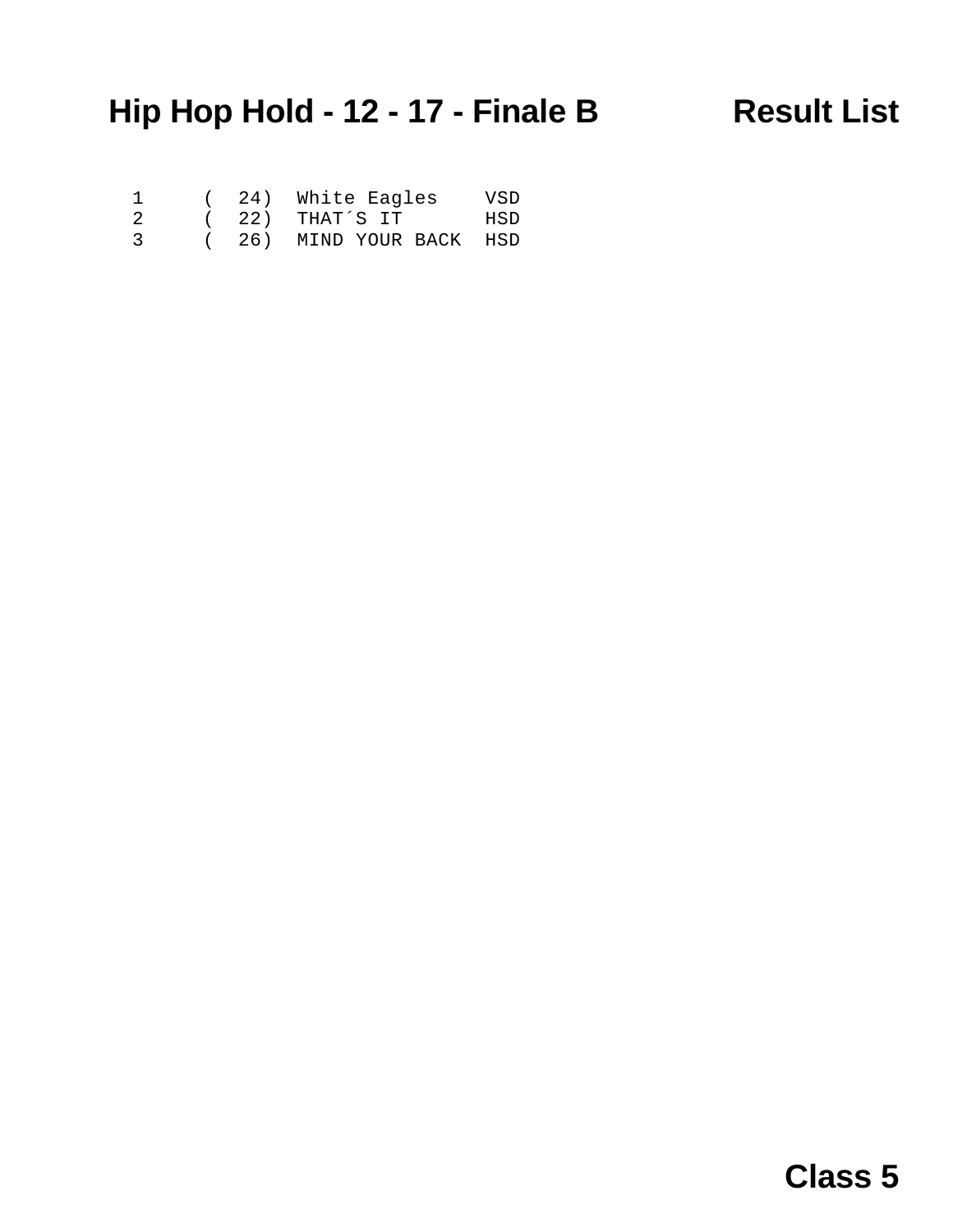# Hip Hop Hold - 12 - 17 - Finale B

## Result List

| | | | |
|---|---|---|---|
| 1 | ( 24) | White Eagles | VSD |
| 2 | ( 22) | THAT´S IT | HSD |
| 3 | ( 26) | MIND YOUR BACK | HSD |

**Class 5**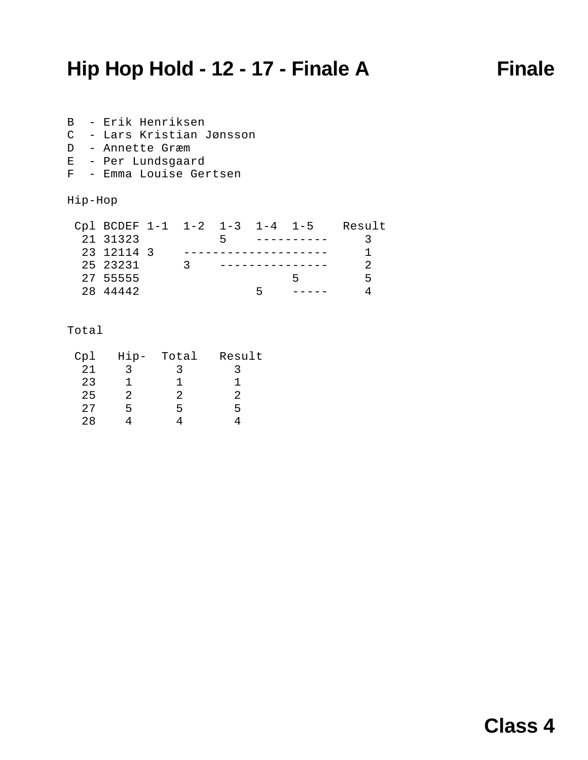# Hip Hop Hold - 12 - 17 - Finale A

## Finale

B - Erik Henriksen
C - Lars Kristian Jønsson
D - Annette Græm
E - Per Lundsgaard
F - Emma Louise Gertsen

### Hip-Hop

| Cpl | BCDEF | 1-1 | 1-2 | 1-3 | 1-4 | 1-5 | Result |
|---|---|---|---|---|---|---|---|
| 21 | 31323 | | | 5 | ----- | ----- | 3 |
| 23 | 12114 | 3 | ----- | ----- | ----- | ----- | 1 |
| 25 | 23231 | | 3 | ----- | ----- | ----- | 2 |
| 27 | 55555 | | | | | 5 | 5 |
| 28 | 44442 | | | | 5 | ----- | 4 |

### Total

| Cpl | Hip- | Total | Result |
|---|---|---|---|
| 21 | 3 | 3 | 3 |
| 23 | 1 | 1 | 1 |
| 25 | 2 | 2 | 2 |
| 27 | 5 | 5 | 5 |
| 28 | 4 | 4 | 4 |

Class 4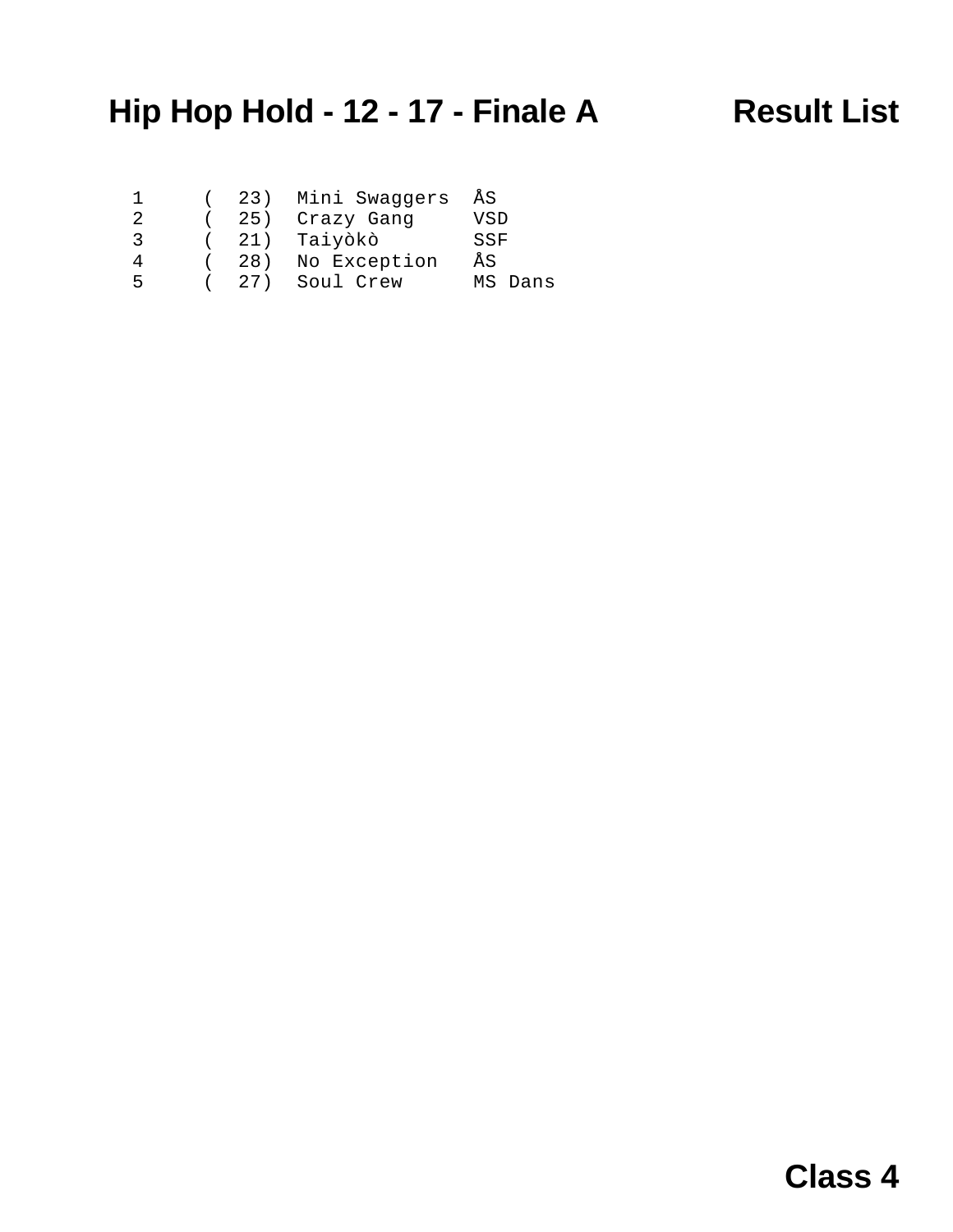# Hip Hop Hold - 12 - 17 - Finale A

## Result List

| | | | |
|---|---|---|---|
| 1 | ( 23) | Mini Swaggers | ÅS |
| 2 | ( 25) | Crazy Gang | VSD |
| 3 | ( 21) | Taiyòkò | SSF |
| 4 | ( 28) | No Exception | ÅS |
| 5 | ( 27) | Soul Crew | MS Dans |

**Class 4**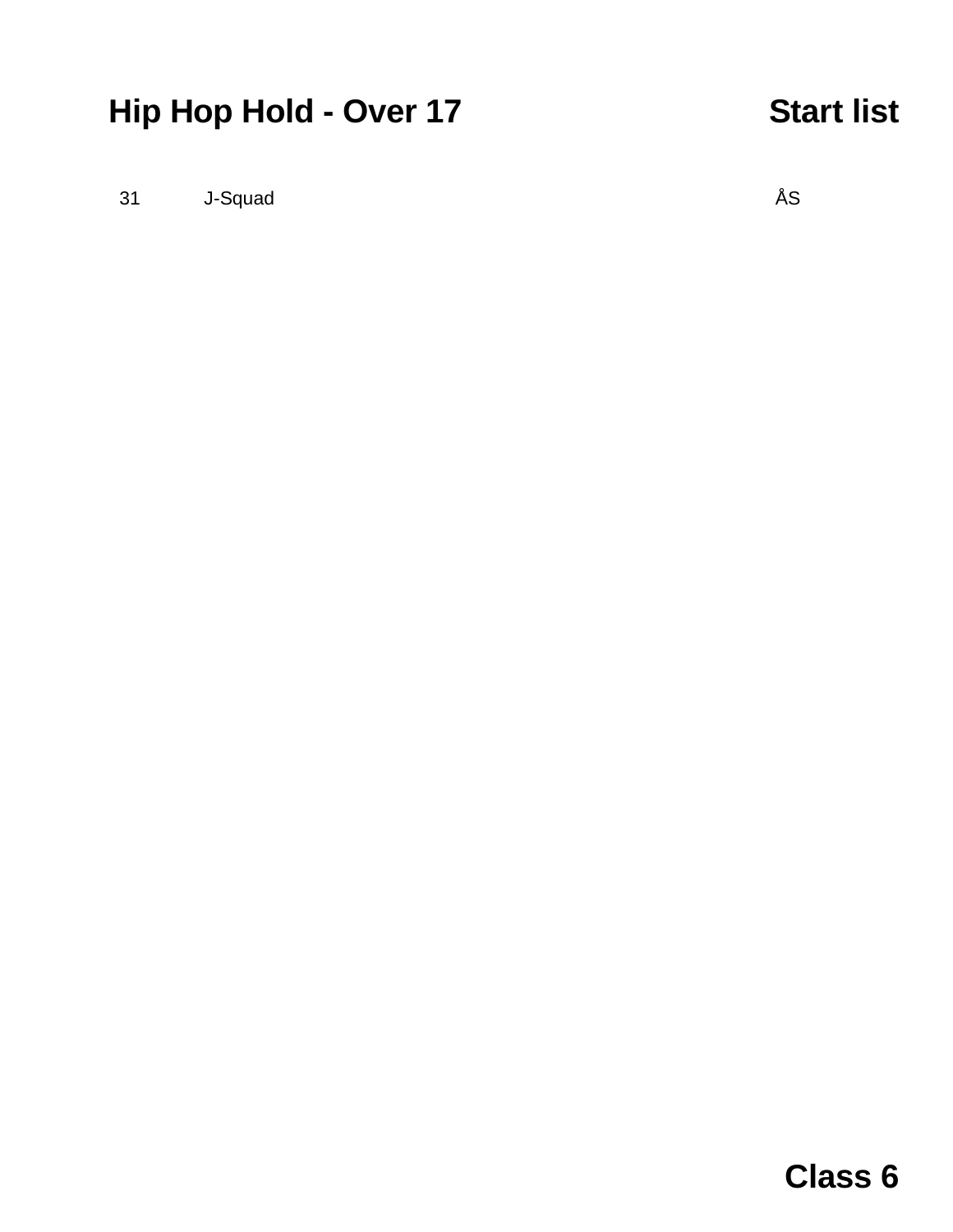# Hip Hop Hold - Over 17

**Start list**

| | | |
|---|---|---|
| 31 | J-Squad | ÅS |

**Class 6**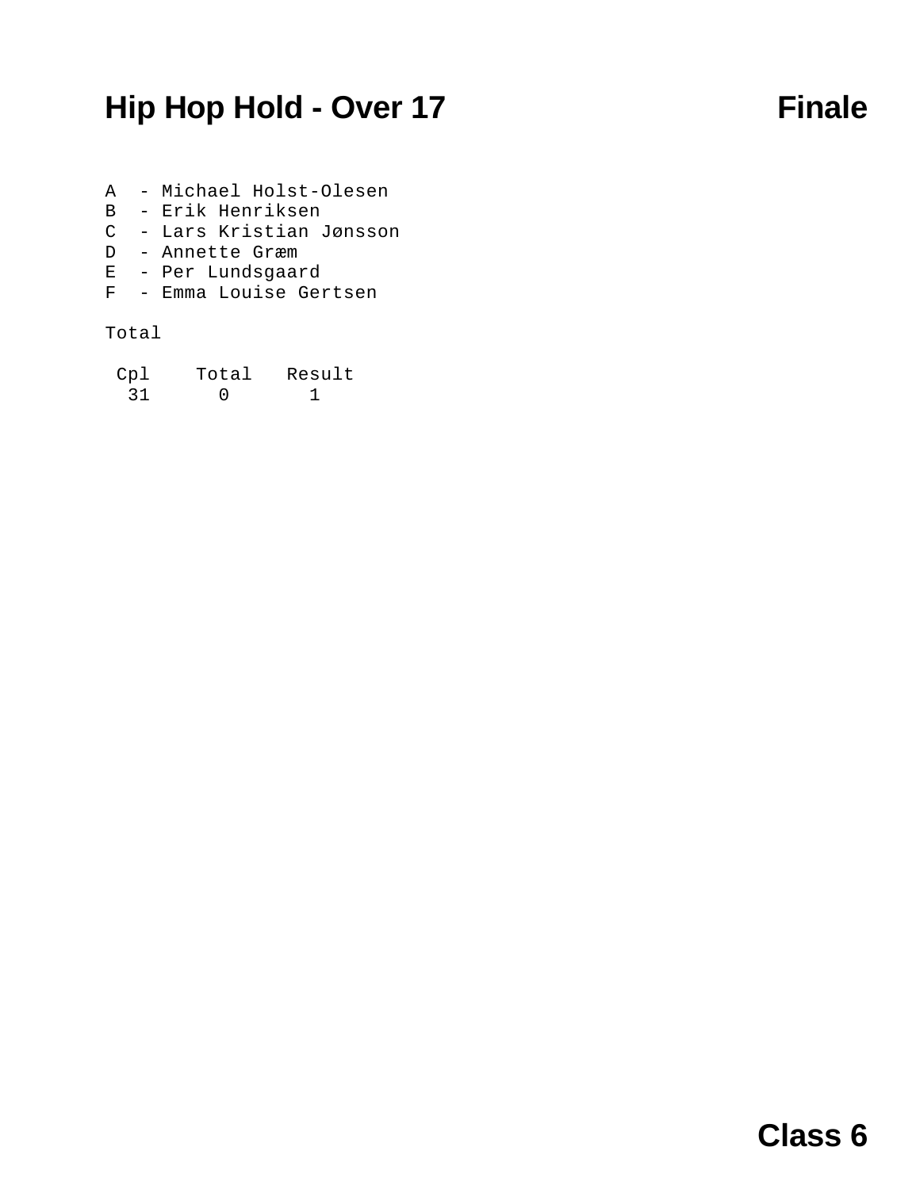# Hip Hop Hold - Over 17 — Finale

A - Michael Holst-Olesen
B - Erik Henriksen
C - Lars Kristian Jønsson
D - Annette Græm
E - Per Lundsgaard
F - Emma Louise Gertsen

Total

| Cpl | Total | Result |
|---|---|---|
| 31 | 0 | 1 |

Class 6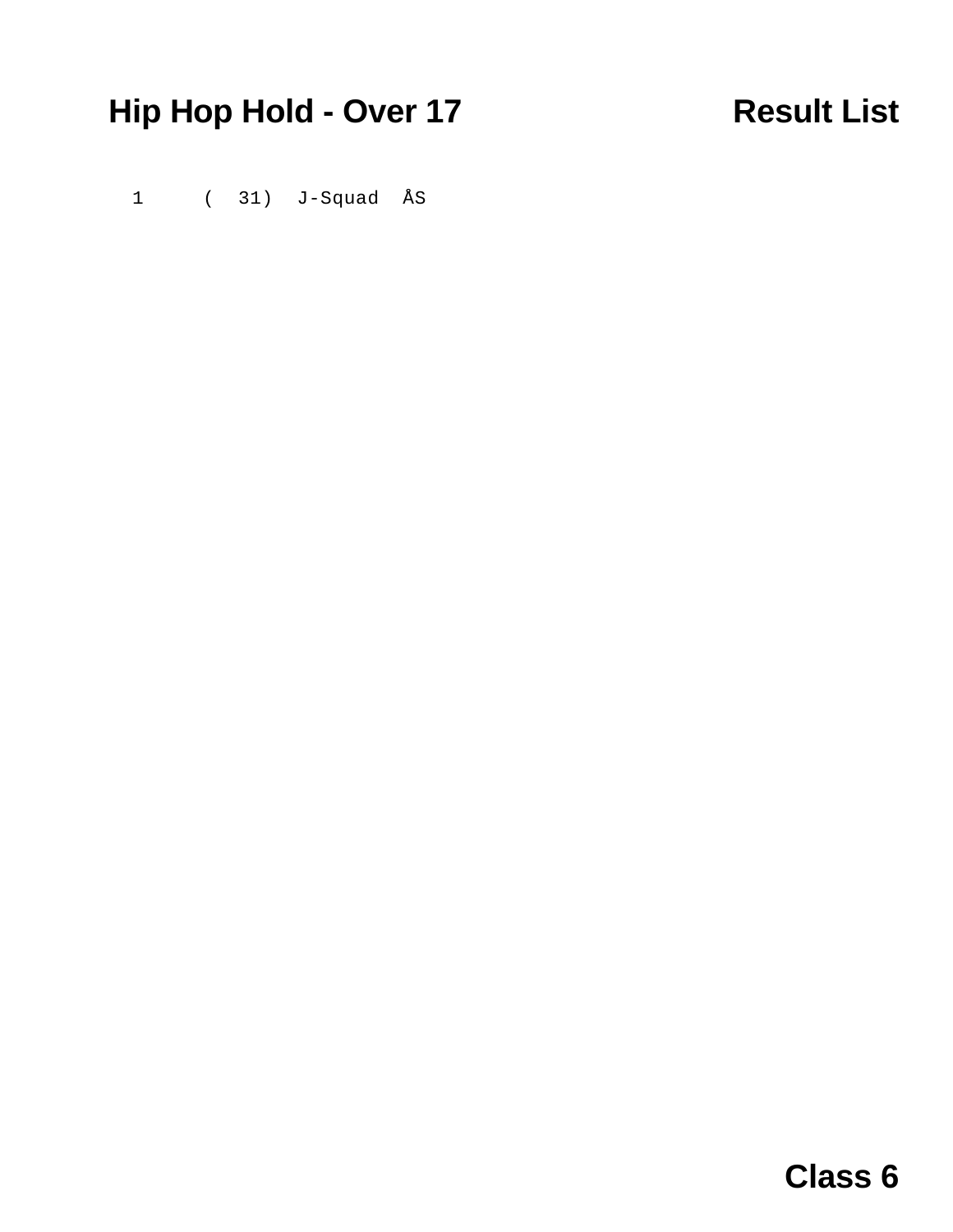# Hip Hop Hold - Over 17

## Result List

| | | | |
|---|---|---|---|
| 1 | ( 31) | J-Squad | ÅS |

**Class 6**